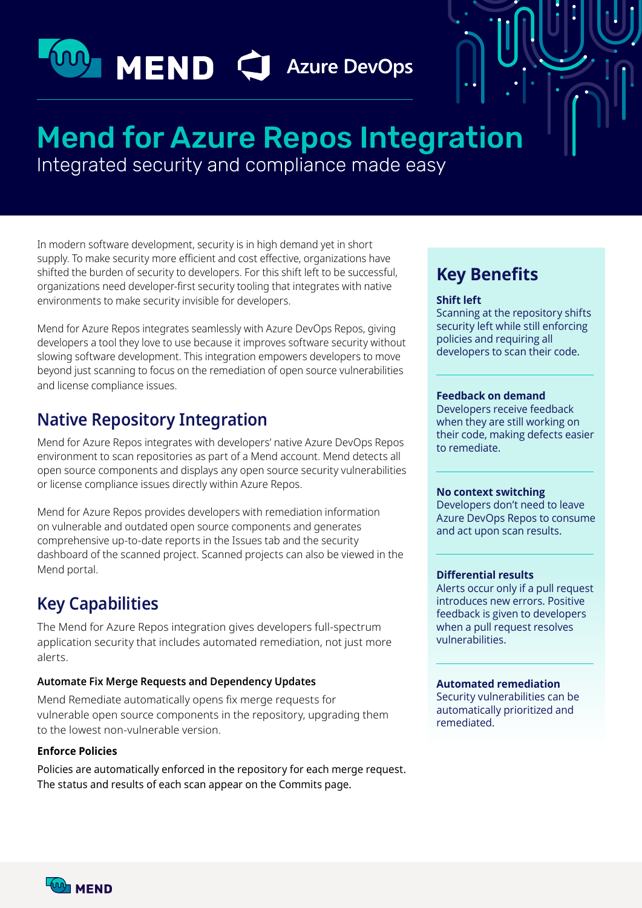# Mend for Azure Repos Integration

Integrated security and compliance made easy

In modern software development, security is in high demand yet in short supply. To make security more efficient and cost effective, organizations have shifted the burden of security to developers. For this shift left to be successful, organizations need developer-first security tooling that integrates with native environments to make security invisible for developers.

Mend for Azure Repos integrates seamlessly with Azure DevOps Repos, giving developers a tool they love to use because it improves software security without slowing software development. This integration empowers developers to move beyond just scanning to focus on the remediation of open source vulnerabilities and license compliance issues.

## Native Repository Integration

Mend for Azure Repos integrates with developers' native Azure DevOps Repos environment to scan repositories as part of a Mend account. Mend detects all open source components and displays any open source security vulnerabilities or license compliance issues directly within Azure Repos.

Mend for Azure Repos provides developers with remediation information on vulnerable and outdated open source components and generates comprehensive up-to-date reports in the Issues tab and the security dashboard of the scanned project. Scanned projects can also be viewed in the Mend portal.

## Key Capabilities

The Mend for Azure Repos integration gives developers full-spectrum application security that includes automated remediation, not just more alerts.

### Automate Fix Merge Requests and Dependency Updates

Mend Remediate automatically opens fix merge requests for vulnerable open source components in the repository, upgrading them to the lowest non-vulnerable version.

### Enforce Policies

Policies are automatically enforced in the repository for each merge request. The status and results of each scan appear on the Commits page.

## Key Benefits

**Shift left**
Scanning at the repository shifts security left while still enforcing policies and requiring all developers to scan their code.

**Feedback on demand**
Developers receive feedback when they are still working on their code, making defects easier to remediate.

**No context switching**
Developers don't need to leave Azure DevOps Repos to consume and act upon scan results.

**Differential results**
Alerts occur only if a pull request introduces new errors. Positive feedback is given to developers when a pull request resolves vulnerabilities.

**Automated remediation**
Security vulnerabilities can be automatically prioritized and remediated.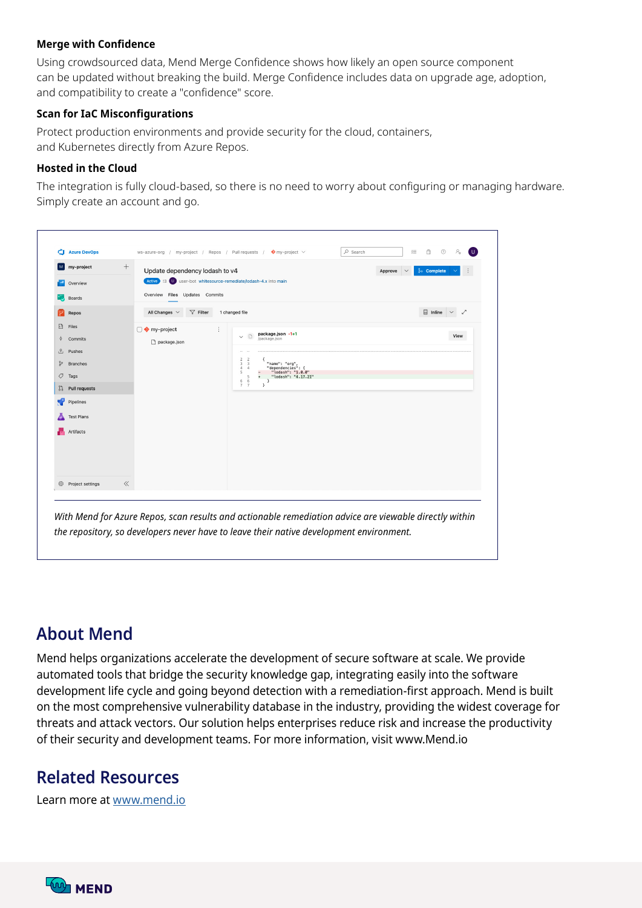### Merge with Confidence

Using crowdsourced data, Mend Merge Confidence shows how likely an open source component can be updated without breaking the build. Merge Confidence includes data on upgrade age, adoption, and compatibility to create a "confidence" score.

### Scan for IaC Misconfigurations

Protect production environments and provide security for the cloud, containers, and Kubernetes directly from Azure Repos.

### Hosted in the Cloud

The integration is fully cloud-based, so there is no need to worry about configuring or managing hardware. Simply create an account and go.

*With Mend for Azure Repos, scan results and actionable remediation advice are viewable directly within the repository, so developers never have to leave their native development environment.*

## About Mend

Mend helps organizations accelerate the development of secure software at scale. We provide automated tools that bridge the security knowledge gap, integrating easily into the software development life cycle and going beyond detection with a remediation-first approach. Mend is built on the most comprehensive vulnerability database in the industry, providing the widest coverage for threats and attack vectors. Our solution helps enterprises reduce risk and increase the productivity of their security and development teams. For more information, visit www.Mend.io

## Related Resources

Learn more at [www.mend.io](http://www.mend.io)